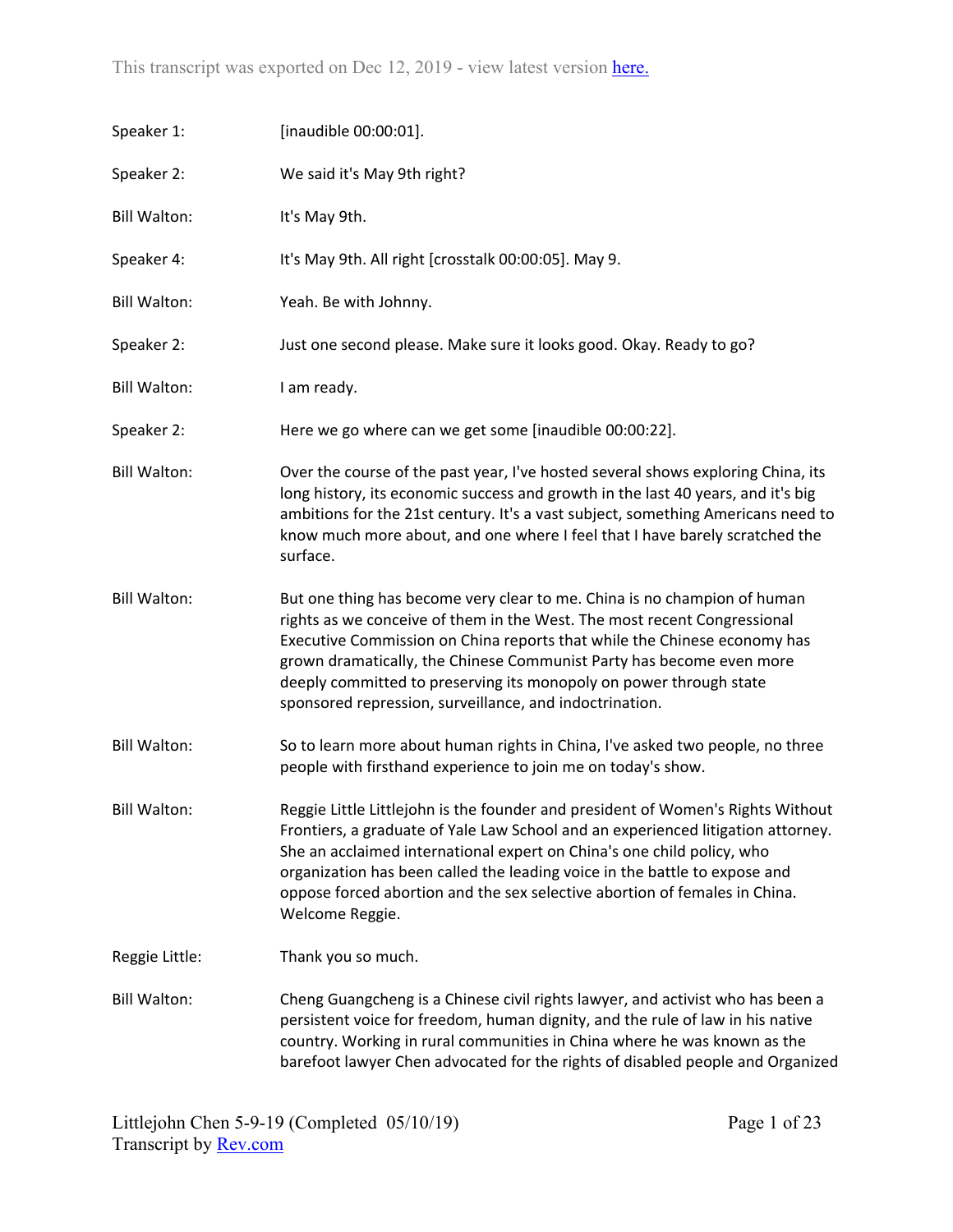This transcript was exported on Dec 12, 2019 - view latest version [here.](#)

| | |
|---|---|
| Speaker 1: | [inaudible 00:00:01]. |
| Speaker 2: | We said it's May 9th right? |
| Bill Walton: | It's May 9th. |
| Speaker 4: | It's May 9th. All right [crosstalk 00:00:05]. May 9. |
| Bill Walton: | Yeah. Be with Johnny. |
| Speaker 2: | Just one second please. Make sure it looks good. Okay. Ready to go? |
| Bill Walton: | I am ready. |
| Speaker 2: | Here we go where can we get some [inaudible 00:00:22]. |
| Bill Walton: | Over the course of the past year, I've hosted several shows exploring China, its long history, its economic success and growth in the last 40 years, and it's big ambitions for the 21st century. It's a vast subject, something Americans need to know much more about, and one where I feel that I have barely scratched the surface. |
| Bill Walton: | But one thing has become very clear to me. China is no champion of human rights as we conceive of them in the West. The most recent Congressional Executive Commission on China reports that while the Chinese economy has grown dramatically, the Chinese Communist Party has become even more deeply committed to preserving its monopoly on power through state sponsored repression, surveillance, and indoctrination. |
| Bill Walton: | So to learn more about human rights in China, I've asked two people, no three people with firsthand experience to join me on today's show. |
| Bill Walton: | Reggie Little Littlejohn is the founder and president of Women's Rights Without Frontiers, a graduate of Yale Law School and an experienced litigation attorney. She an acclaimed international expert on China's one child policy, who organization has been called the leading voice in the battle to expose and oppose forced abortion and the sex selective abortion of females in China. Welcome Reggie. |
| Reggie Little: | Thank you so much. |
| Bill Walton: | Cheng Guangcheng is a Chinese civil rights lawyer, and activist who has been a persistent voice for freedom, human dignity, and the rule of law in his native country. Working in rural communities in China where he was known as the barefoot lawyer Chen advocated for the rights of disabled people and Organized |

Littlejohn Chen 5-9-19 (Completed 05/10/19)
Transcript by [Rev.com](#)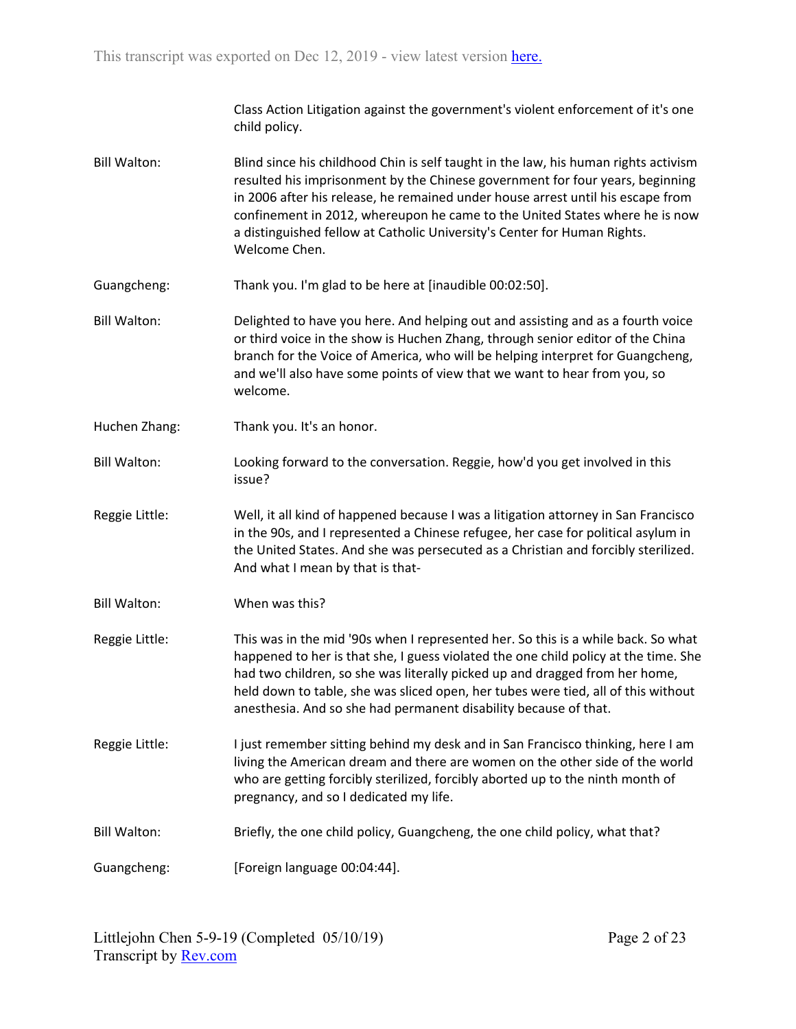Class Action Litigation against the government's violent enforcement of it's one child policy.

**Bill Walton:** Blind since his childhood Chin is self taught in the law, his human rights activism resulted his imprisonment by the Chinese government for four years, beginning in 2006 after his release, he remained under house arrest until his escape from confinement in 2012, whereupon he came to the United States where he is now a distinguished fellow at Catholic University's Center for Human Rights. Welcome Chen.

**Guangcheng:** Thank you. I'm glad to be here at [inaudible 00:02:50].

**Bill Walton:** Delighted to have you here. And helping out and assisting and as a fourth voice or third voice in the show is Huchen Zhang, through senior editor of the China branch for the Voice of America, who will be helping interpret for Guangcheng, and we'll also have some points of view that we want to hear from you, so welcome.

**Huchen Zhang:** Thank you. It's an honor.

**Bill Walton:** Looking forward to the conversation. Reggie, how'd you get involved in this issue?

**Reggie Little:** Well, it all kind of happened because I was a litigation attorney in San Francisco in the 90s, and I represented a Chinese refugee, her case for political asylum in the United States. And she was persecuted as a Christian and forcibly sterilized. And what I mean by that is that-

**Bill Walton:** When was this?

**Reggie Little:** This was in the mid '90s when I represented her. So this is a while back. So what happened to her is that she, I guess violated the one child policy at the time. She had two children, so she was literally picked up and dragged from her home, held down to table, she was sliced open, her tubes were tied, all of this without anesthesia. And so she had permanent disability because of that.

**Reggie Little:** I just remember sitting behind my desk and in San Francisco thinking, here I am living the American dream and there are women on the other side of the world who are getting forcibly sterilized, forcibly aborted up to the ninth month of pregnancy, and so I dedicated my life.

**Bill Walton:** Briefly, the one child policy, Guangcheng, the one child policy, what that?

**Guangcheng:** [Foreign language 00:04:44].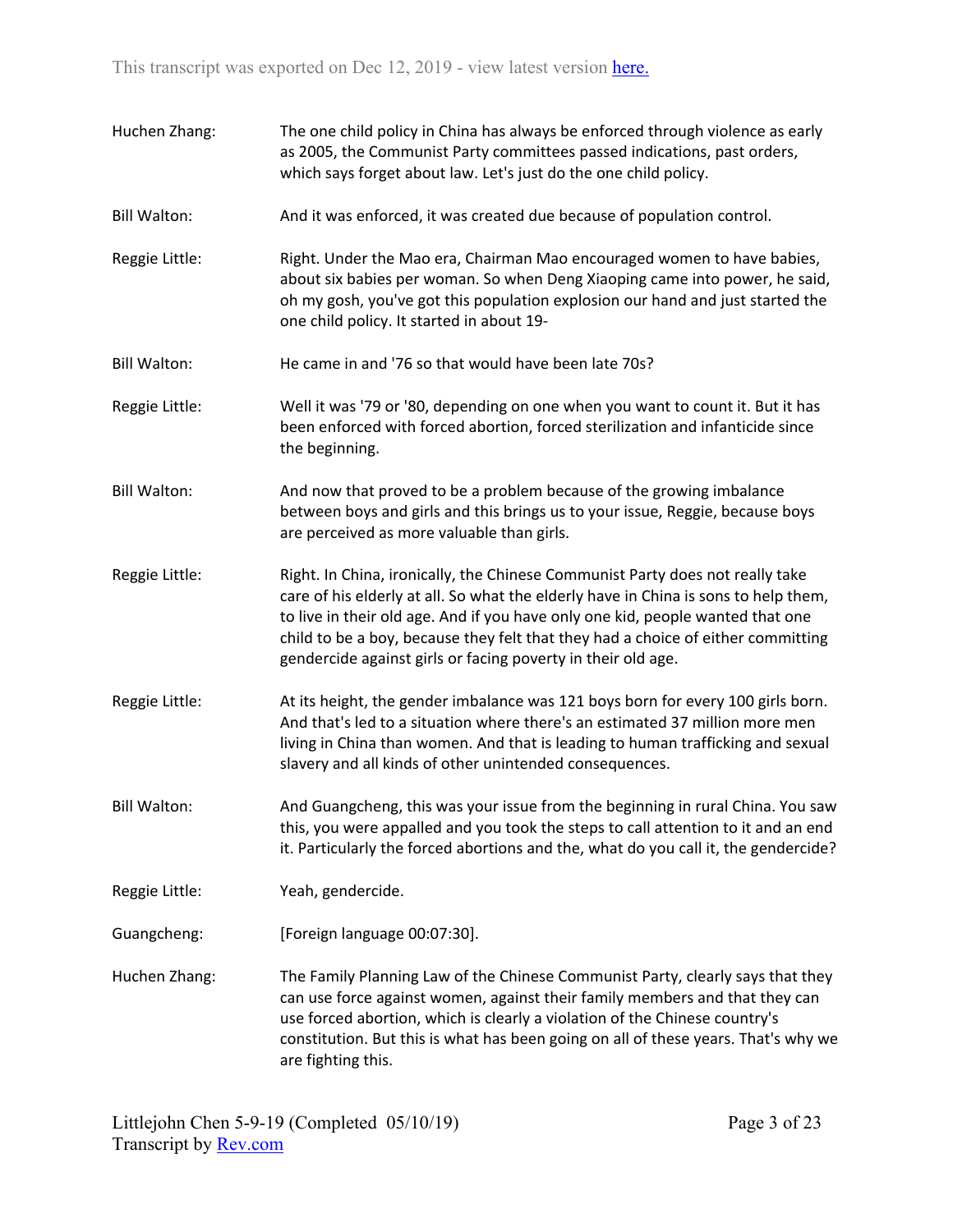Huchen Zhang: The one child policy in China has always be enforced through violence as early as 2005, the Communist Party committees passed indications, past orders, which says forget about law. Let's just do the one child policy.

Bill Walton: And it was enforced, it was created due because of population control.

Reggie Little: Right. Under the Mao era, Chairman Mao encouraged women to have babies, about six babies per woman. So when Deng Xiaoping came into power, he said, oh my gosh, you've got this population explosion our hand and just started the one child policy. It started in about 19-

Bill Walton: He came in and '76 so that would have been late 70s?

Reggie Little: Well it was '79 or '80, depending on one when you want to count it. But it has been enforced with forced abortion, forced sterilization and infanticide since the beginning.

Bill Walton: And now that proved to be a problem because of the growing imbalance between boys and girls and this brings us to your issue, Reggie, because boys are perceived as more valuable than girls.

Reggie Little: Right. In China, ironically, the Chinese Communist Party does not really take care of his elderly at all. So what the elderly have in China is sons to help them, to live in their old age. And if you have only one kid, people wanted that one child to be a boy, because they felt that they had a choice of either committing gendercide against girls or facing poverty in their old age.

Reggie Little: At its height, the gender imbalance was 121 boys born for every 100 girls born. And that's led to a situation where there's an estimated 37 million more men living in China than women. And that is leading to human trafficking and sexual slavery and all kinds of other unintended consequences.

Bill Walton: And Guangcheng, this was your issue from the beginning in rural China. You saw this, you were appalled and you took the steps to call attention to it and an end it. Particularly the forced abortions and the, what do you call it, the gendercide?

Reggie Little: Yeah, gendercide.

Guangcheng: [Foreign language 00:07:30].

Huchen Zhang: The Family Planning Law of the Chinese Communist Party, clearly says that they can use force against women, against their family members and that they can use forced abortion, which is clearly a violation of the Chinese country's constitution. But this is what has been going on all of these years. That's why we are fighting this.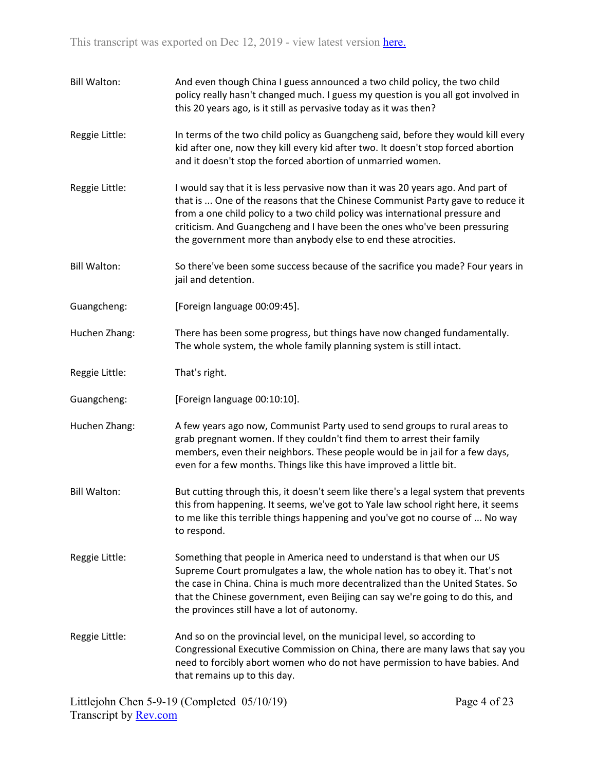Bill Walton: And even though China I guess announced a two child policy, the two child policy really hasn't changed much. I guess my question is you all got involved in this 20 years ago, is it still as pervasive today as it was then?

Reggie Little: In terms of the two child policy as Guangcheng said, before they would kill every kid after one, now they kill every kid after two. It doesn't stop forced abortion and it doesn't stop the forced abortion of unmarried women.

Reggie Little: I would say that it is less pervasive now than it was 20 years ago. And part of that is ... One of the reasons that the Chinese Communist Party gave to reduce it from a one child policy to a two child policy was international pressure and criticism. And Guangcheng and I have been the ones who've been pressuring the government more than anybody else to end these atrocities.

Bill Walton: So there've been some success because of the sacrifice you made? Four years in jail and detention.

Guangcheng: [Foreign language 00:09:45].

Huchen Zhang: There has been some progress, but things have now changed fundamentally. The whole system, the whole family planning system is still intact.

Reggie Little: That's right.

Guangcheng: [Foreign language 00:10:10].

Huchen Zhang: A few years ago now, Communist Party used to send groups to rural areas to grab pregnant women. If they couldn't find them to arrest their family members, even their neighbors. These people would be in jail for a few days, even for a few months. Things like this have improved a little bit.

Bill Walton: But cutting through this, it doesn't seem like there's a legal system that prevents this from happening. It seems, we've got to Yale law school right here, it seems to me like this terrible things happening and you've got no course of ... No way to respond.

Reggie Little: Something that people in America need to understand is that when our US Supreme Court promulgates a law, the whole nation has to obey it. That's not the case in China. China is much more decentralized than the United States. So that the Chinese government, even Beijing can say we're going to do this, and the provinces still have a lot of autonomy.

Reggie Little: And so on the provincial level, on the municipal level, so according to Congressional Executive Commission on China, there are many laws that say you need to forcibly abort women who do not have permission to have babies. And that remains up to this day.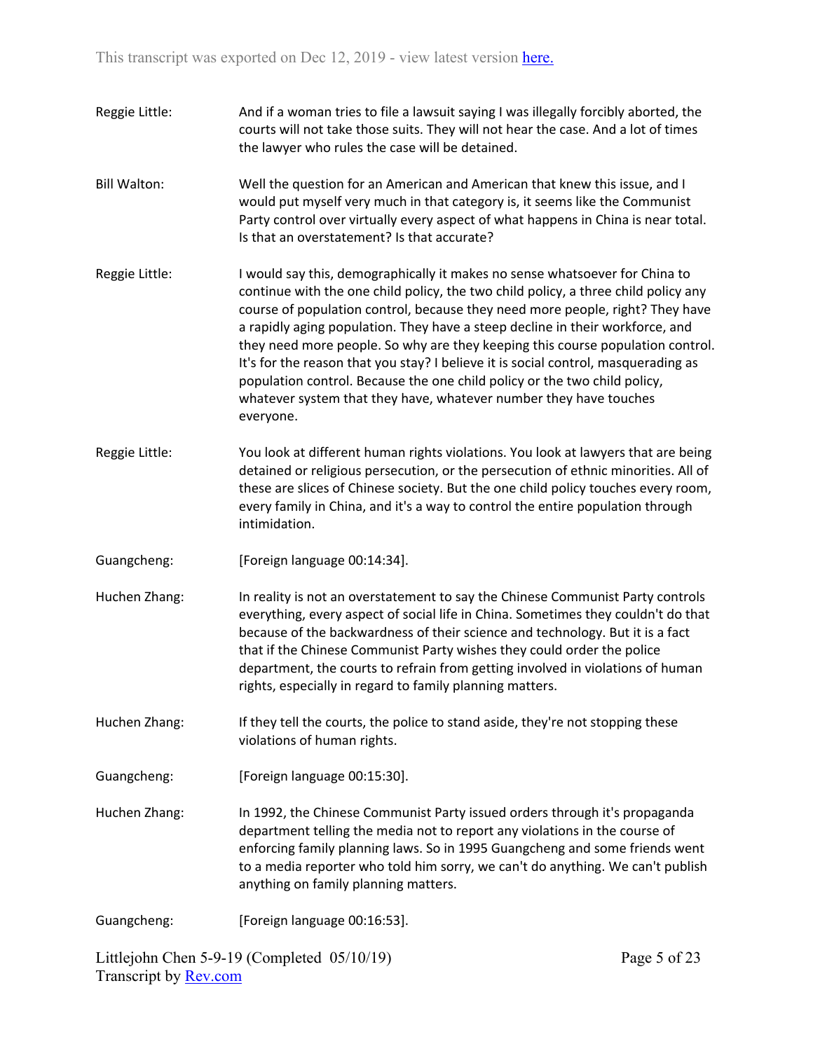Reggie Little: And if a woman tries to file a lawsuit saying I was illegally forcibly aborted, the courts will not take those suits. They will not hear the case. And a lot of times the lawyer who rules the case will be detained.

Bill Walton: Well the question for an American and American that knew this issue, and I would put myself very much in that category is, it seems like the Communist Party control over virtually every aspect of what happens in China is near total. Is that an overstatement? Is that accurate?

Reggie Little: I would say this, demographically it makes no sense whatsoever for China to continue with the one child policy, the two child policy, a three child policy any course of population control, because they need more people, right? They have a rapidly aging population. They have a steep decline in their workforce, and they need more people. So why are they keeping this course population control. It's for the reason that you stay? I believe it is social control, masquerading as population control. Because the one child policy or the two child policy, whatever system that they have, whatever number they have touches everyone.

Reggie Little: You look at different human rights violations. You look at lawyers that are being detained or religious persecution, or the persecution of ethnic minorities. All of these are slices of Chinese society. But the one child policy touches every room, every family in China, and it's a way to control the entire population through intimidation.

Guangcheng: [Foreign language 00:14:34].

Huchen Zhang: In reality is not an overstatement to say the Chinese Communist Party controls everything, every aspect of social life in China. Sometimes they couldn't do that because of the backwardness of their science and technology. But it is a fact that if the Chinese Communist Party wishes they could order the police department, the courts to refrain from getting involved in violations of human rights, especially in regard to family planning matters.

Huchen Zhang: If they tell the courts, the police to stand aside, they're not stopping these violations of human rights.

Guangcheng: [Foreign language 00:15:30].

Huchen Zhang: In 1992, the Chinese Communist Party issued orders through it's propaganda department telling the media not to report any violations in the course of enforcing family planning laws. So in 1995 Guangcheng and some friends went to a media reporter who told him sorry, we can't do anything. We can't publish anything on family planning matters.

Guangcheng: [Foreign language 00:16:53].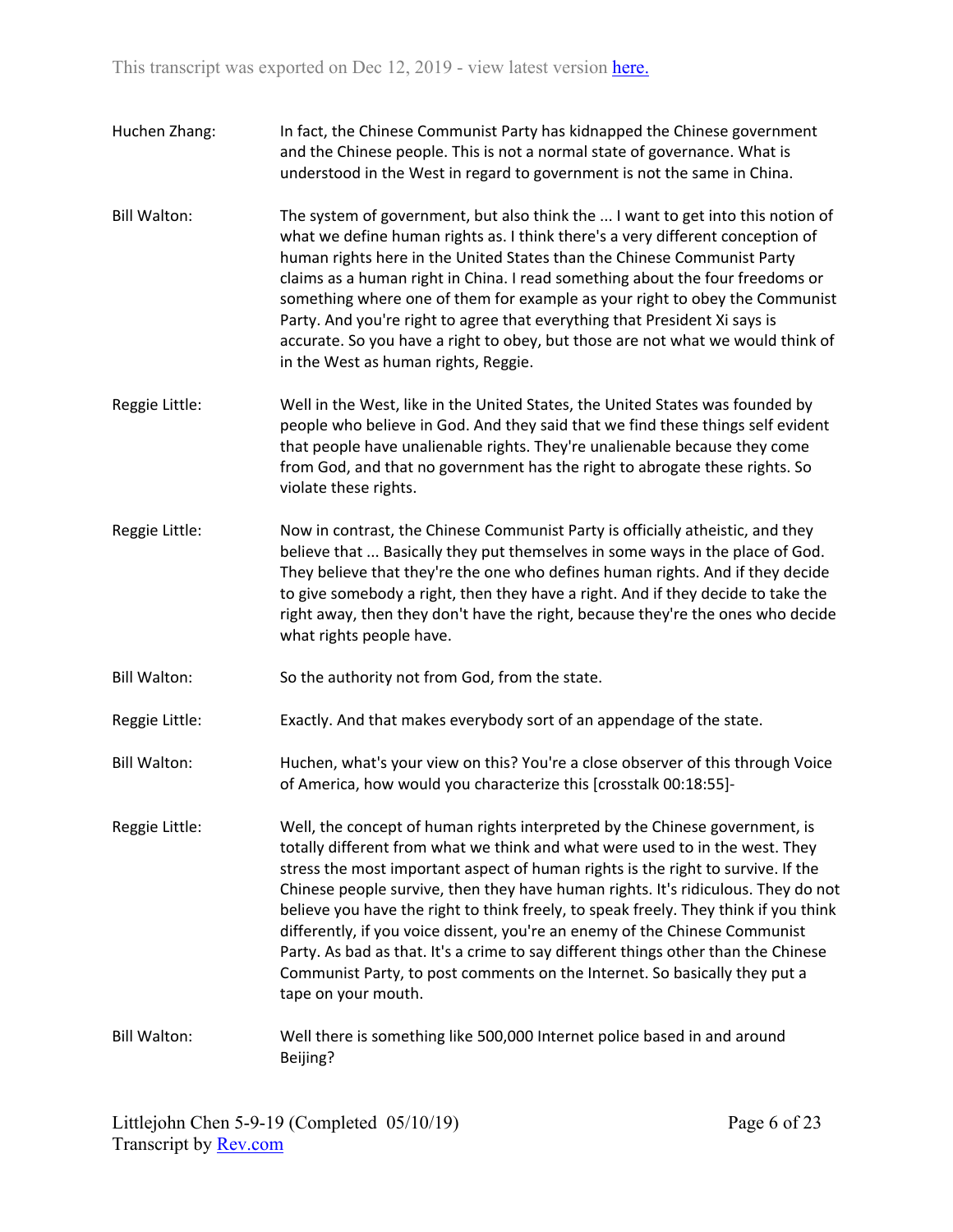Huchen Zhang: In fact, the Chinese Communist Party has kidnapped the Chinese government and the Chinese people. This is not a normal state of governance. What is understood in the West in regard to government is not the same in China.

Bill Walton: The system of government, but also think the ... I want to get into this notion of what we define human rights as. I think there's a very different conception of human rights here in the United States than the Chinese Communist Party claims as a human right in China. I read something about the four freedoms or something where one of them for example as your right to obey the Communist Party. And you're right to agree that everything that President Xi says is accurate. So you have a right to obey, but those are not what we would think of in the West as human rights, Reggie.

Reggie Little: Well in the West, like in the United States, the United States was founded by people who believe in God. And they said that we find these things self evident that people have unalienable rights. They're unalienable because they come from God, and that no government has the right to abrogate these rights. So violate these rights.

Reggie Little: Now in contrast, the Chinese Communist Party is officially atheistic, and they believe that ... Basically they put themselves in some ways in the place of God. They believe that they're the one who defines human rights. And if they decide to give somebody a right, then they have a right. And if they decide to take the right away, then they don't have the right, because they're the ones who decide what rights people have.

Bill Walton: So the authority not from God, from the state.

Reggie Little: Exactly. And that makes everybody sort of an appendage of the state.

Bill Walton: Huchen, what's your view on this? You're a close observer of this through Voice of America, how would you characterize this [crosstalk 00:18:55]-

Reggie Little: Well, the concept of human rights interpreted by the Chinese government, is totally different from what we think and what were used to in the west. They stress the most important aspect of human rights is the right to survive. If the Chinese people survive, then they have human rights. It's ridiculous. They do not believe you have the right to think freely, to speak freely. They think if you think differently, if you voice dissent, you're an enemy of the Chinese Communist Party. As bad as that. It's a crime to say different things other than the Chinese Communist Party, to post comments on the Internet. So basically they put a tape on your mouth.

Bill Walton: Well there is something like 500,000 Internet police based in and around Beijing?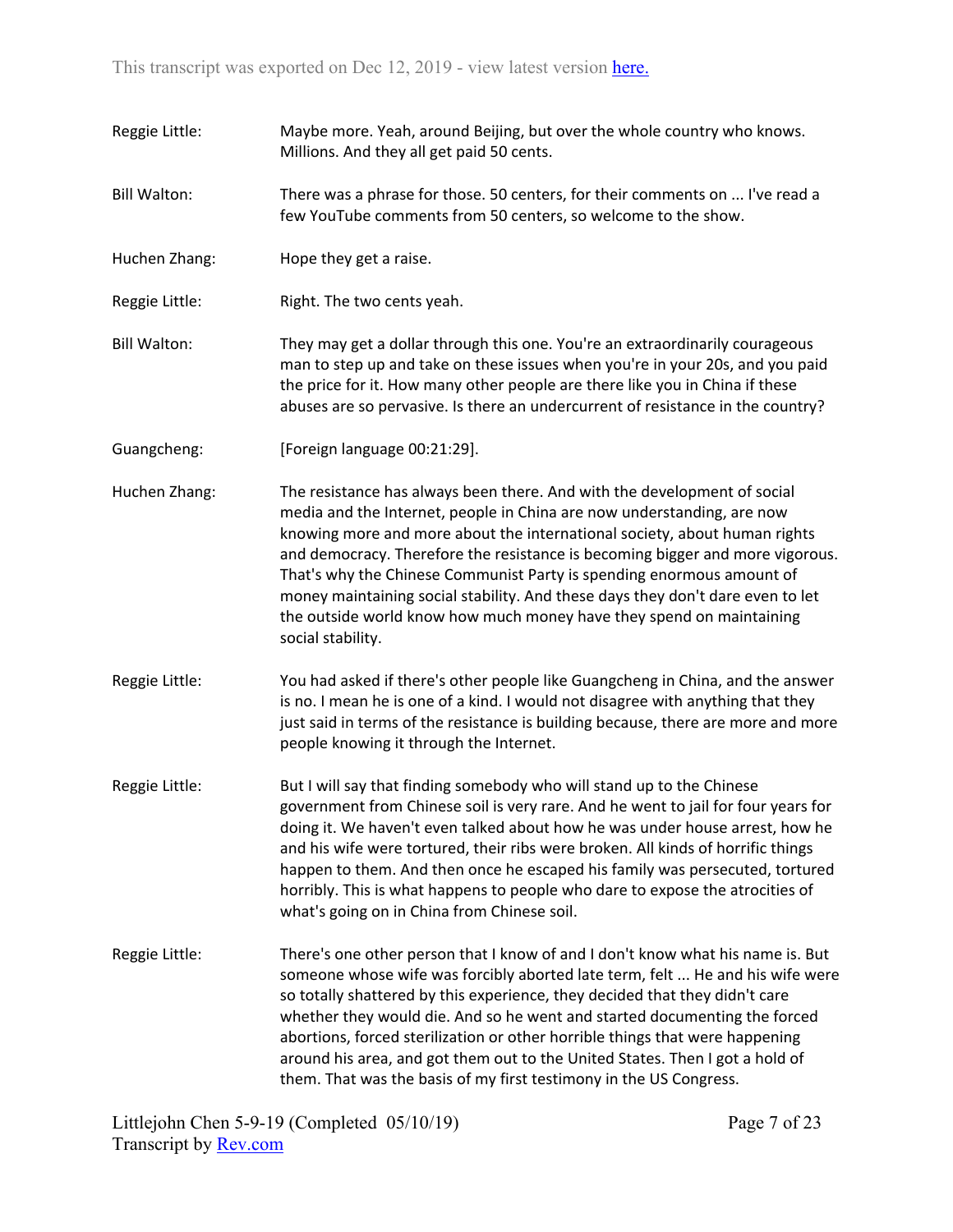Reggie Little: Maybe more. Yeah, around Beijing, but over the whole country who knows. Millions. And they all get paid 50 cents.

Bill Walton: There was a phrase for those. 50 centers, for their comments on ... I've read a few YouTube comments from 50 centers, so welcome to the show.

Huchen Zhang: Hope they get a raise.

Reggie Little: Right. The two cents yeah.

Bill Walton: They may get a dollar through this one. You're an extraordinarily courageous man to step up and take on these issues when you're in your 20s, and you paid the price for it. How many other people are there like you in China if these abuses are so pervasive. Is there an undercurrent of resistance in the country?

Guangcheng: [Foreign language 00:21:29].

Huchen Zhang: The resistance has always been there. And with the development of social media and the Internet, people in China are now understanding, are now knowing more and more about the international society, about human rights and democracy. Therefore the resistance is becoming bigger and more vigorous. That's why the Chinese Communist Party is spending enormous amount of money maintaining social stability. And these days they don't dare even to let the outside world know how much money have they spend on maintaining social stability.

Reggie Little: You had asked if there's other people like Guangcheng in China, and the answer is no. I mean he is one of a kind. I would not disagree with anything that they just said in terms of the resistance is building because, there are more and more people knowing it through the Internet.

Reggie Little: But I will say that finding somebody who will stand up to the Chinese government from Chinese soil is very rare. And he went to jail for four years for doing it. We haven't even talked about how he was under house arrest, how he and his wife were tortured, their ribs were broken. All kinds of horrific things happen to them. And then once he escaped his family was persecuted, tortured horribly. This is what happens to people who dare to expose the atrocities of what's going on in China from Chinese soil.

Reggie Little: There's one other person that I know of and I don't know what his name is. But someone whose wife was forcibly aborted late term, felt ... He and his wife were so totally shattered by this experience, they decided that they didn't care whether they would die. And so he went and started documenting the forced abortions, forced sterilization or other horrible things that were happening around his area, and got them out to the United States. Then I got a hold of them. That was the basis of my first testimony in the US Congress.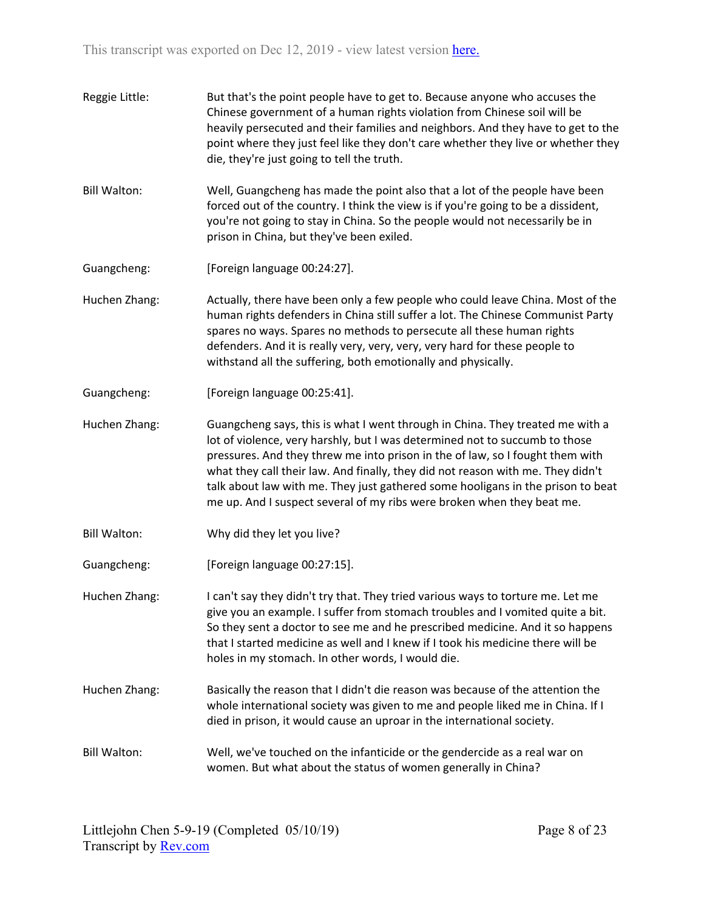Reggie Little: But that's the point people have to get to. Because anyone who accuses the Chinese government of a human rights violation from Chinese soil will be heavily persecuted and their families and neighbors. And they have to get to the point where they just feel like they don't care whether they live or whether they die, they're just going to tell the truth.

Bill Walton: Well, Guangcheng has made the point also that a lot of the people have been forced out of the country. I think the view is if you're going to be a dissident, you're not going to stay in China. So the people would not necessarily be in prison in China, but they've been exiled.

Guangcheng: [Foreign language 00:24:27].

Huchen Zhang: Actually, there have been only a few people who could leave China. Most of the human rights defenders in China still suffer a lot. The Chinese Communist Party spares no ways. Spares no methods to persecute all these human rights defenders. And it is really very, very, very, very hard for these people to withstand all the suffering, both emotionally and physically.

Guangcheng: [Foreign language 00:25:41].

Huchen Zhang: Guangcheng says, this is what I went through in China. They treated me with a lot of violence, very harshly, but I was determined not to succumb to those pressures. And they threw me into prison in the of law, so I fought them with what they call their law. And finally, they did not reason with me. They didn't talk about law with me. They just gathered some hooligans in the prison to beat me up. And I suspect several of my ribs were broken when they beat me.

Bill Walton: Why did they let you live?

Guangcheng: [Foreign language 00:27:15].

Huchen Zhang: I can't say they didn't try that. They tried various ways to torture me. Let me give you an example. I suffer from stomach troubles and I vomited quite a bit. So they sent a doctor to see me and he prescribed medicine. And it so happens that I started medicine as well and I knew if I took his medicine there will be holes in my stomach. In other words, I would die.

Huchen Zhang: Basically the reason that I didn't die reason was because of the attention the whole international society was given to me and people liked me in China. If I died in prison, it would cause an uproar in the international society.

Bill Walton: Well, we've touched on the infanticide or the gendercide as a real war on women. But what about the status of women generally in China?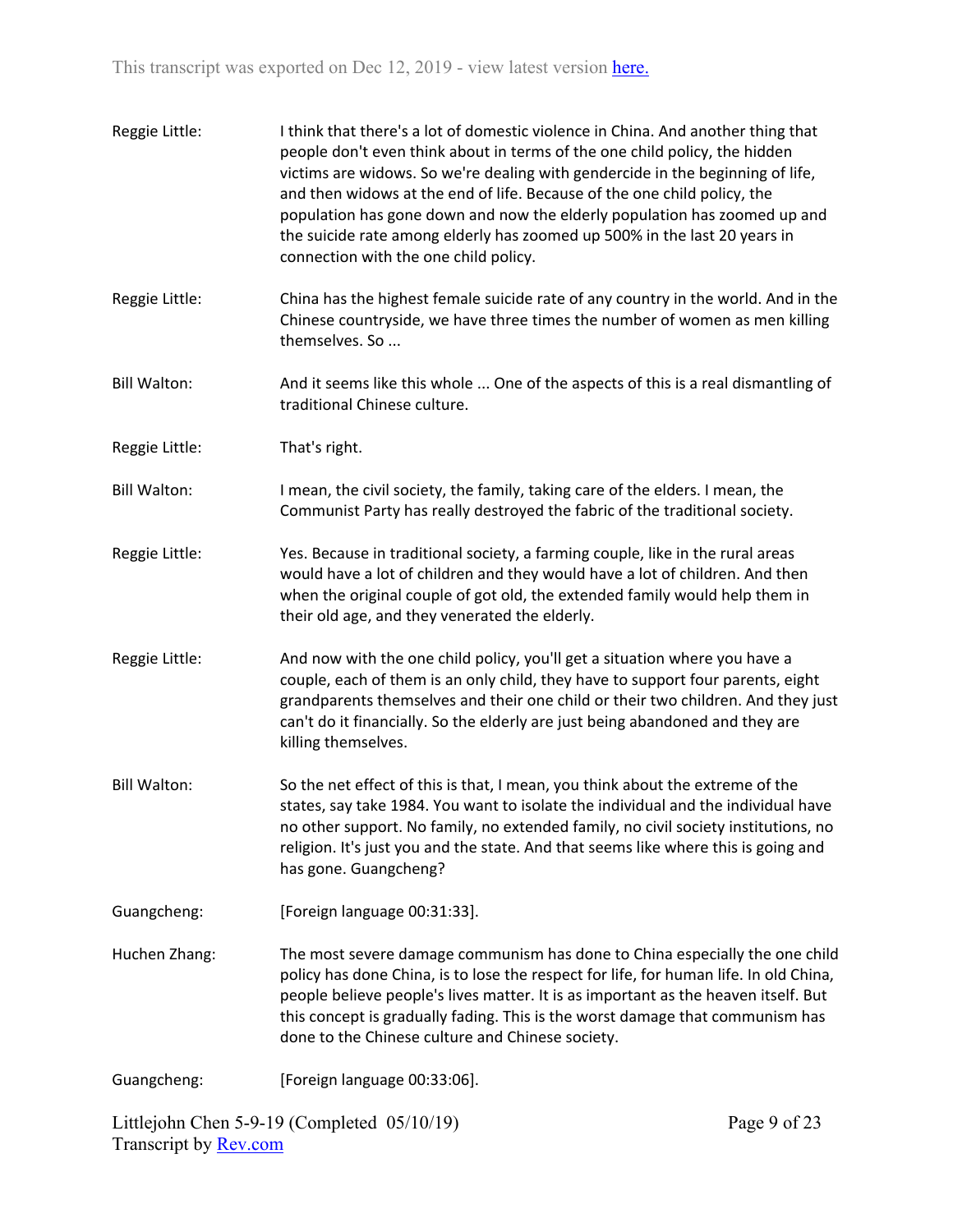Reggie Little: I think that there's a lot of domestic violence in China. And another thing that people don't even think about in terms of the one child policy, the hidden victims are widows. So we're dealing with gendercide in the beginning of life, and then widows at the end of life. Because of the one child policy, the population has gone down and now the elderly population has zoomed up and the suicide rate among elderly has zoomed up 500% in the last 20 years in connection with the one child policy.

Reggie Little: China has the highest female suicide rate of any country in the world. And in the Chinese countryside, we have three times the number of women as men killing themselves. So ...

Bill Walton: And it seems like this whole ... One of the aspects of this is a real dismantling of traditional Chinese culture.

Reggie Little: That's right.

Bill Walton: I mean, the civil society, the family, taking care of the elders. I mean, the Communist Party has really destroyed the fabric of the traditional society.

Reggie Little: Yes. Because in traditional society, a farming couple, like in the rural areas would have a lot of children and they would have a lot of children. And then when the original couple of got old, the extended family would help them in their old age, and they venerated the elderly.

Reggie Little: And now with the one child policy, you'll get a situation where you have a couple, each of them is an only child, they have to support four parents, eight grandparents themselves and their one child or their two children. And they just can't do it financially. So the elderly are just being abandoned and they are killing themselves.

Bill Walton: So the net effect of this is that, I mean, you think about the extreme of the states, say take 1984. You want to isolate the individual and the individual have no other support. No family, no extended family, no civil society institutions, no religion. It's just you and the state. And that seems like where this is going and has gone. Guangcheng?

Guangcheng: [Foreign language 00:31:33].

Huchen Zhang: The most severe damage communism has done to China especially the one child policy has done China, is to lose the respect for life, for human life. In old China, people believe people's lives matter. It is as important as the heaven itself. But this concept is gradually fading. This is the worst damage that communism has done to the Chinese culture and Chinese society.

Guangcheng: [Foreign language 00:33:06].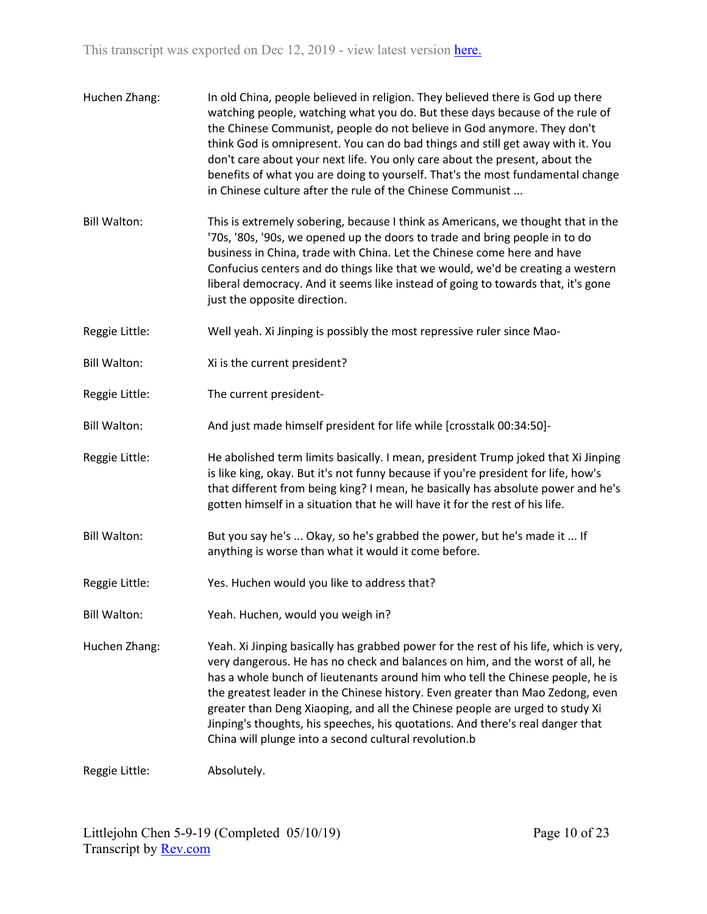Huchen Zhang: In old China, people believed in religion. They believed there is God up there watching people, watching what you do. But these days because of the rule of the Chinese Communist, people do not believe in God anymore. They don't think God is omnipresent. You can do bad things and still get away with it. You don't care about your next life. You only care about the present, about the benefits of what you are doing to yourself. That's the most fundamental change in Chinese culture after the rule of the Chinese Communist ...

Bill Walton: This is extremely sobering, because I think as Americans, we thought that in the '70s, '80s, '90s, we opened up the doors to trade and bring people in to do business in China, trade with China. Let the Chinese come here and have Confucius centers and do things like that we would, we'd be creating a western liberal democracy. And it seems like instead of going to towards that, it's gone just the opposite direction.

Reggie Little: Well yeah. Xi Jinping is possibly the most repressive ruler since Mao-

Bill Walton: Xi is the current president?

Reggie Little: The current president-

Bill Walton: And just made himself president for life while [crosstalk 00:34:50]-

Reggie Little: He abolished term limits basically. I mean, president Trump joked that Xi Jinping is like king, okay. But it's not funny because if you're president for life, how's that different from being king? I mean, he basically has absolute power and he's gotten himself in a situation that he will have it for the rest of his life.

Bill Walton: But you say he's ... Okay, so he's grabbed the power, but he's made it ... If anything is worse than what it would it come before.

Reggie Little: Yes. Huchen would you like to address that?

Bill Walton: Yeah. Huchen, would you weigh in?

Huchen Zhang: Yeah. Xi Jinping basically has grabbed power for the rest of his life, which is very, very dangerous. He has no check and balances on him, and the worst of all, he has a whole bunch of lieutenants around him who tell the Chinese people, he is the greatest leader in the Chinese history. Even greater than Mao Zedong, even greater than Deng Xiaoping, and all the Chinese people are urged to study Xi Jinping's thoughts, his speeches, his quotations. And there's real danger that China will plunge into a second cultural revolution.b

Reggie Little: Absolutely.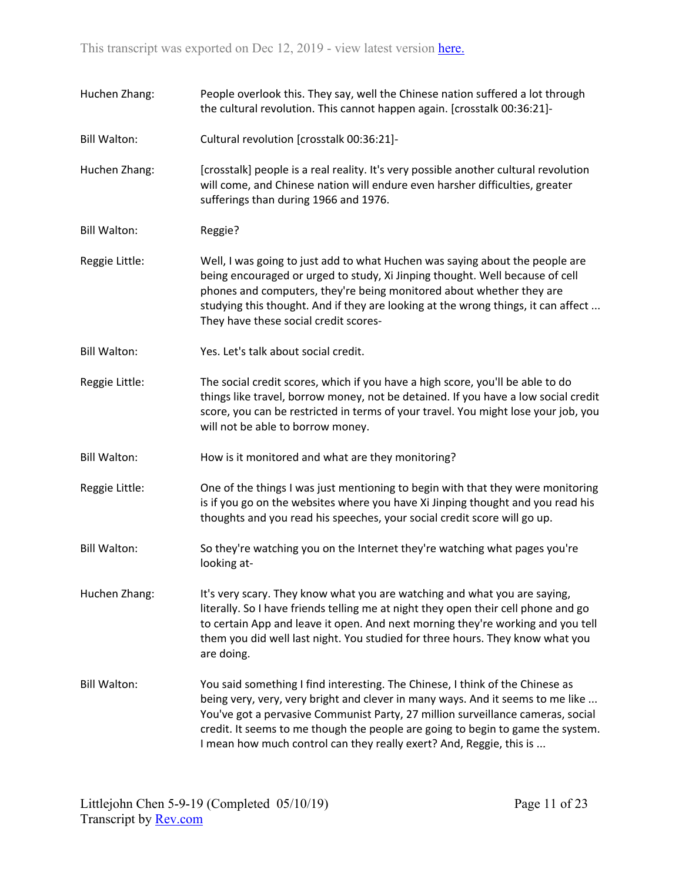Huchen Zhang: People overlook this. They say, well the Chinese nation suffered a lot through the cultural revolution. This cannot happen again. [crosstalk 00:36:21]-

Bill Walton: Cultural revolution [crosstalk 00:36:21]-

Huchen Zhang: [crosstalk] people is a real reality. It's very possible another cultural revolution will come, and Chinese nation will endure even harsher difficulties, greater sufferings than during 1966 and 1976.

Bill Walton: Reggie?

Reggie Little: Well, I was going to just add to what Huchen was saying about the people are being encouraged or urged to study, Xi Jinping thought. Well because of cell phones and computers, they're being monitored about whether they are studying this thought. And if they are looking at the wrong things, it can affect ... They have these social credit scores-

Bill Walton: Yes. Let's talk about social credit.

Reggie Little: The social credit scores, which if you have a high score, you'll be able to do things like travel, borrow money, not be detained. If you have a low social credit score, you can be restricted in terms of your travel. You might lose your job, you will not be able to borrow money.

Bill Walton: How is it monitored and what are they monitoring?

Reggie Little: One of the things I was just mentioning to begin with that they were monitoring is if you go on the websites where you have Xi Jinping thought and you read his thoughts and you read his speeches, your social credit score will go up.

Bill Walton: So they're watching you on the Internet they're watching what pages you're looking at-

Huchen Zhang: It's very scary. They know what you are watching and what you are saying, literally. So I have friends telling me at night they open their cell phone and go to certain App and leave it open. And next morning they're working and you tell them you did well last night. You studied for three hours. They know what you are doing.

Bill Walton: You said something I find interesting. The Chinese, I think of the Chinese as being very, very, very bright and clever in many ways. And it seems to me like ... You've got a pervasive Communist Party, 27 million surveillance cameras, social credit. It seems to me though the people are going to begin to game the system. I mean how much control can they really exert? And, Reggie, this is ...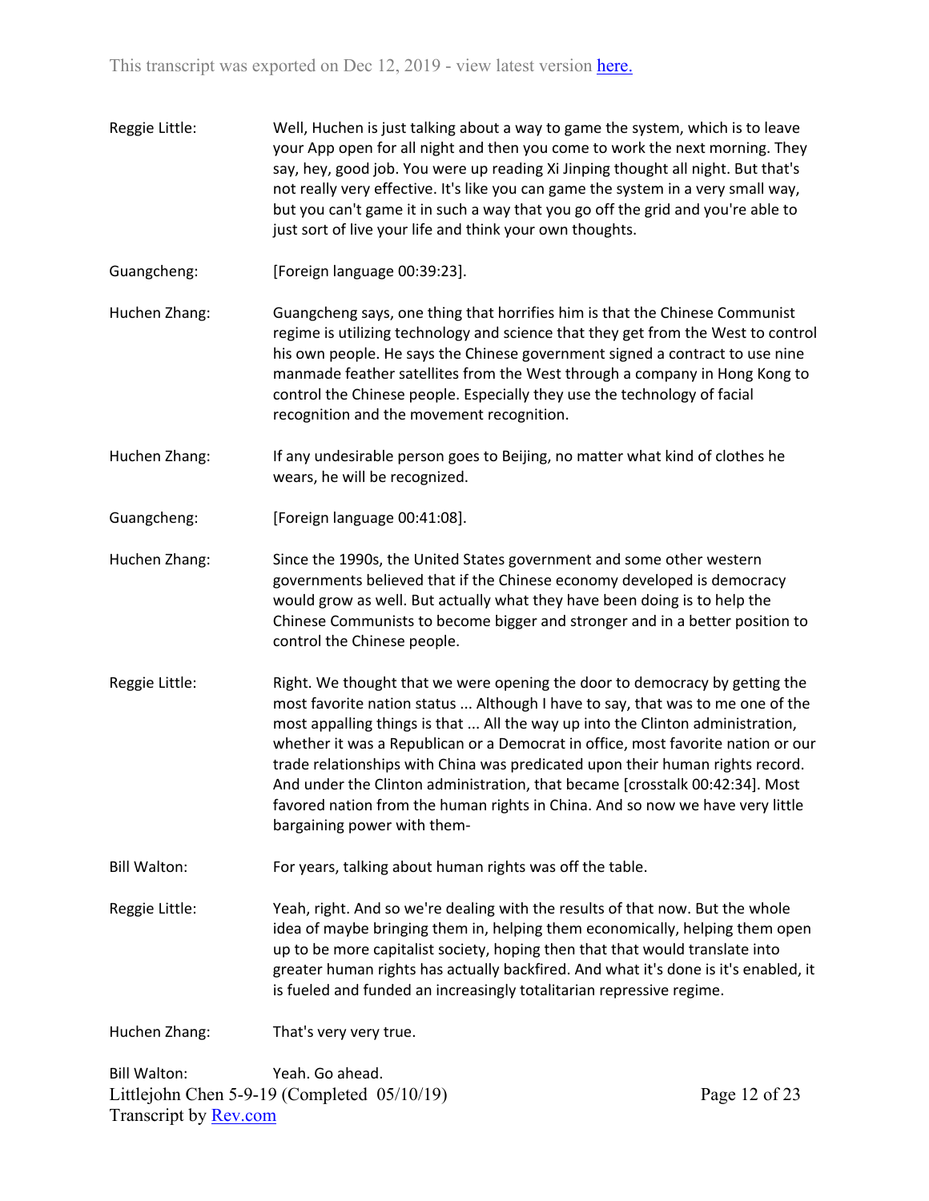Reggie Little: Well, Huchen is just talking about a way to game the system, which is to leave your App open for all night and then you come to work the next morning. They say, hey, good job. You were up reading Xi Jinping thought all night. But that's not really very effective. It's like you can game the system in a very small way, but you can't game it in such a way that you go off the grid and you're able to just sort of live your life and think your own thoughts.

Guangcheng: [Foreign language 00:39:23].

Huchen Zhang: Guangcheng says, one thing that horrifies him is that the Chinese Communist regime is utilizing technology and science that they get from the West to control his own people. He says the Chinese government signed a contract to use nine manmade feather satellites from the West through a company in Hong Kong to control the Chinese people. Especially they use the technology of facial recognition and the movement recognition.

Huchen Zhang: If any undesirable person goes to Beijing, no matter what kind of clothes he wears, he will be recognized.

Guangcheng: [Foreign language 00:41:08].

Huchen Zhang: Since the 1990s, the United States government and some other western governments believed that if the Chinese economy developed is democracy would grow as well. But actually what they have been doing is to help the Chinese Communists to become bigger and stronger and in a better position to control the Chinese people.

Reggie Little: Right. We thought that we were opening the door to democracy by getting the most favorite nation status ... Although I have to say, that was to me one of the most appalling things is that ... All the way up into the Clinton administration, whether it was a Republican or a Democrat in office, most favorite nation or our trade relationships with China was predicated upon their human rights record. And under the Clinton administration, that became [crosstalk 00:42:34]. Most favored nation from the human rights in China. And so now we have very little bargaining power with them-

Bill Walton: For years, talking about human rights was off the table.

Reggie Little: Yeah, right. And so we're dealing with the results of that now. But the whole idea of maybe bringing them in, helping them economically, helping them open up to be more capitalist society, hoping then that that would translate into greater human rights has actually backfired. And what it's done is it's enabled, it is fueled and funded an increasingly totalitarian repressive regime.

Huchen Zhang: That's very very true.

Bill Walton: Yeah. Go ahead.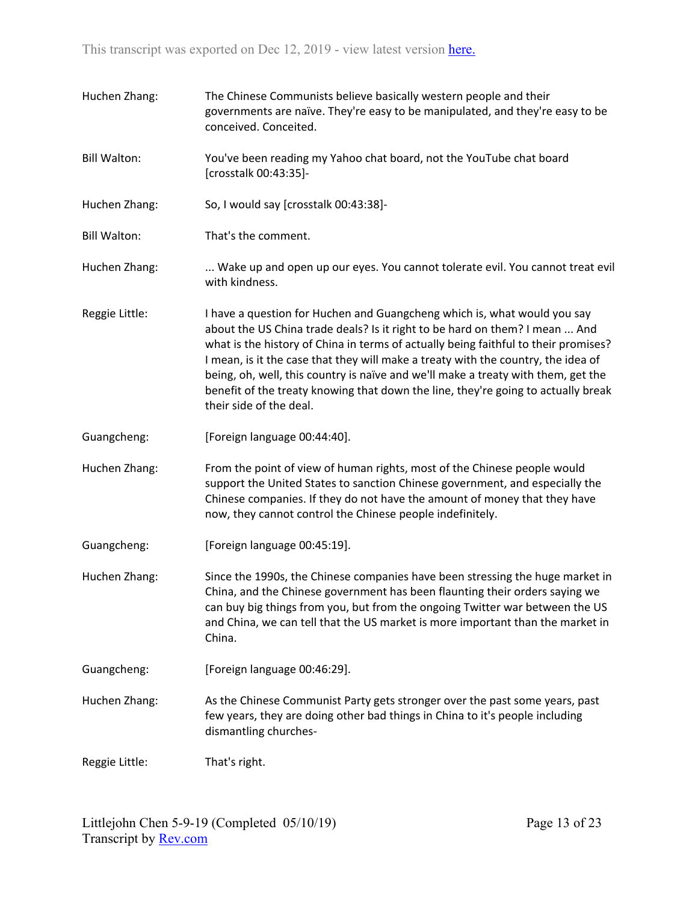Huchen Zhang: The Chinese Communists believe basically western people and their governments are naïve. They're easy to be manipulated, and they're easy to be conceived. Conceited.

Bill Walton: You've been reading my Yahoo chat board, not the YouTube chat board [crosstalk 00:43:35]-

Huchen Zhang: So, I would say [crosstalk 00:43:38]-

Bill Walton: That's the comment.

Huchen Zhang: ... Wake up and open up our eyes. You cannot tolerate evil. You cannot treat evil with kindness.

Reggie Little: I have a question for Huchen and Guangcheng which is, what would you say about the US China trade deals? Is it right to be hard on them? I mean ... And what is the history of China in terms of actually being faithful to their promises? I mean, is it the case that they will make a treaty with the country, the idea of being, oh, well, this country is naïve and we'll make a treaty with them, get the benefit of the treaty knowing that down the line, they're going to actually break their side of the deal.

Guangcheng: [Foreign language 00:44:40].

Huchen Zhang: From the point of view of human rights, most of the Chinese people would support the United States to sanction Chinese government, and especially the Chinese companies. If they do not have the amount of money that they have now, they cannot control the Chinese people indefinitely.

Guangcheng: [Foreign language 00:45:19].

Huchen Zhang: Since the 1990s, the Chinese companies have been stressing the huge market in China, and the Chinese government has been flaunting their orders saying we can buy big things from you, but from the ongoing Twitter war between the US and China, we can tell that the US market is more important than the market in China.

Guangcheng: [Foreign language 00:46:29].

Huchen Zhang: As the Chinese Communist Party gets stronger over the past some years, past few years, they are doing other bad things in China to it's people including dismantling churches-

Reggie Little: That's right.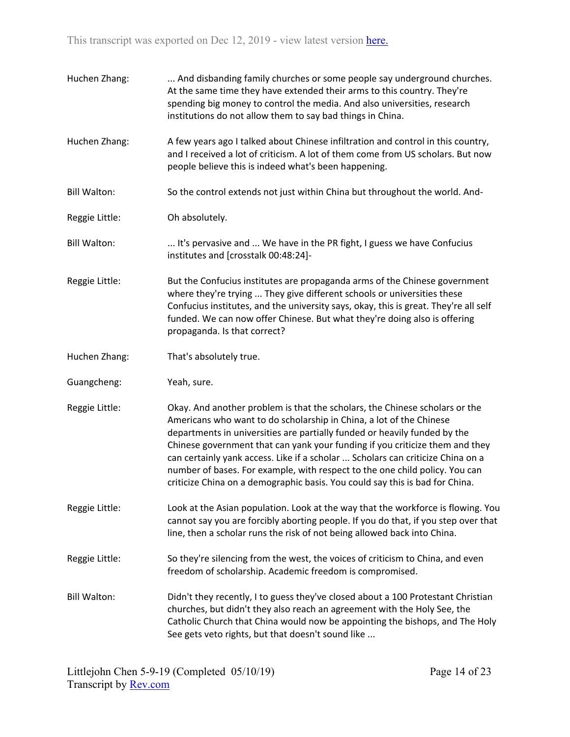Huchen Zhang: ... And disbanding family churches or some people say underground churches. At the same time they have extended their arms to this country. They're spending big money to control the media. And also universities, research institutions do not allow them to say bad things in China.

Huchen Zhang: A few years ago I talked about Chinese infiltration and control in this country, and I received a lot of criticism. A lot of them come from US scholars. But now people believe this is indeed what's been happening.

Bill Walton: So the control extends not just within China but throughout the world. And-

Reggie Little: Oh absolutely.

Bill Walton: ... It's pervasive and ... We have in the PR fight, I guess we have Confucius institutes and [crosstalk 00:48:24]-

Reggie Little: But the Confucius institutes are propaganda arms of the Chinese government where they're trying ... They give different schools or universities these Confucius institutes, and the university says, okay, this is great. They're all self funded. We can now offer Chinese. But what they're doing also is offering propaganda. Is that correct?

Huchen Zhang: That's absolutely true.

Guangcheng: Yeah, sure.

Reggie Little: Okay. And another problem is that the scholars, the Chinese scholars or the Americans who want to do scholarship in China, a lot of the Chinese departments in universities are partially funded or heavily funded by the Chinese government that can yank your funding if you criticize them and they can certainly yank access. Like if a scholar ... Scholars can criticize China on a number of bases. For example, with respect to the one child policy. You can criticize China on a demographic basis. You could say this is bad for China.

Reggie Little: Look at the Asian population. Look at the way that the workforce is flowing. You cannot say you are forcibly aborting people. If you do that, if you step over that line, then a scholar runs the risk of not being allowed back into China.

Reggie Little: So they're silencing from the west, the voices of criticism to China, and even freedom of scholarship. Academic freedom is compromised.

Bill Walton: Didn't they recently, I to guess they've closed about a 100 Protestant Christian churches, but didn't they also reach an agreement with the Holy See, the Catholic Church that China would now be appointing the bishops, and The Holy See gets veto rights, but that doesn't sound like ...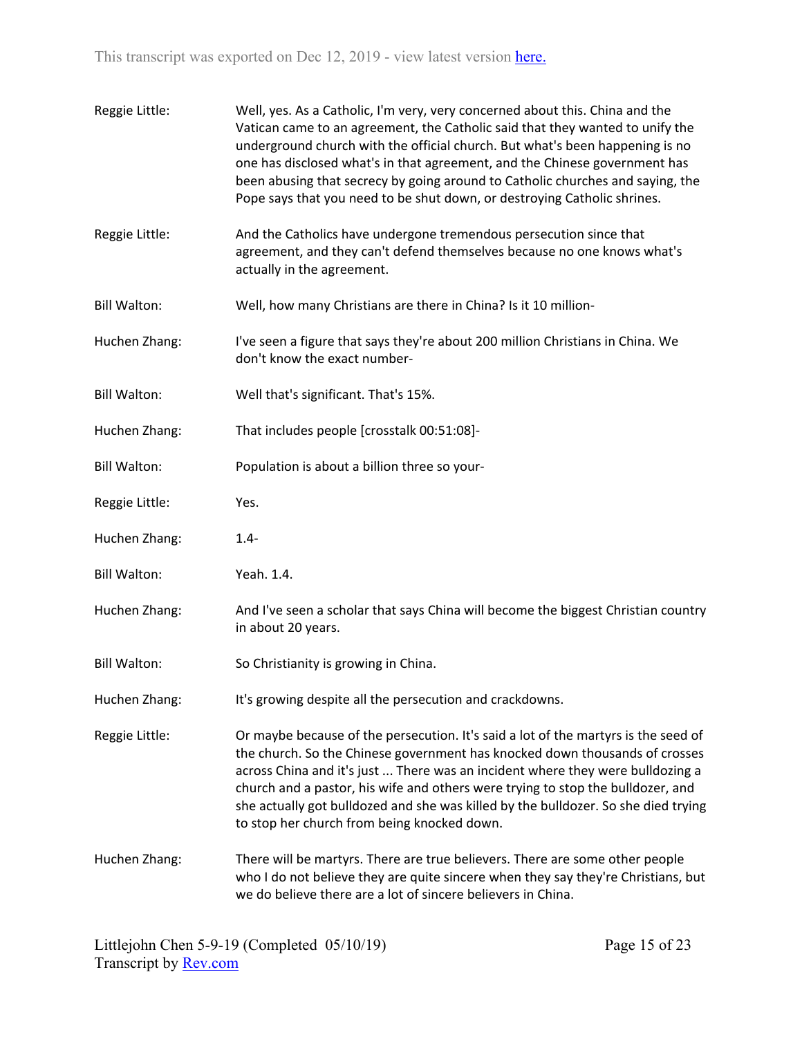Reggie Little: Well, yes. As a Catholic, I'm very, very concerned about this. China and the Vatican came to an agreement, the Catholic said that they wanted to unify the underground church with the official church. But what's been happening is no one has disclosed what's in that agreement, and the Chinese government has been abusing that secrecy by going around to Catholic churches and saying, the Pope says that you need to be shut down, or destroying Catholic shrines.

Reggie Little: And the Catholics have undergone tremendous persecution since that agreement, and they can't defend themselves because no one knows what's actually in the agreement.

Bill Walton: Well, how many Christians are there in China? Is it 10 million-

Huchen Zhang: I've seen a figure that says they're about 200 million Christians in China. We don't know the exact number-

Bill Walton: Well that's significant. That's 15%.

Huchen Zhang: That includes people [crosstalk 00:51:08]-

Bill Walton: Population is about a billion three so your-

Reggie Little: Yes.

Huchen Zhang: 1.4-

Bill Walton: Yeah. 1.4.

Huchen Zhang: And I've seen a scholar that says China will become the biggest Christian country in about 20 years.

Bill Walton: So Christianity is growing in China.

Huchen Zhang: It's growing despite all the persecution and crackdowns.

Reggie Little: Or maybe because of the persecution. It's said a lot of the martyrs is the seed of the church. So the Chinese government has knocked down thousands of crosses across China and it's just ... There was an incident where they were bulldozing a church and a pastor, his wife and others were trying to stop the bulldozer, and she actually got bulldozed and she was killed by the bulldozer. So she died trying to stop her church from being knocked down.

Huchen Zhang: There will be martyrs. There are true believers. There are some other people who I do not believe they are quite sincere when they say they're Christians, but we do believe there are a lot of sincere believers in China.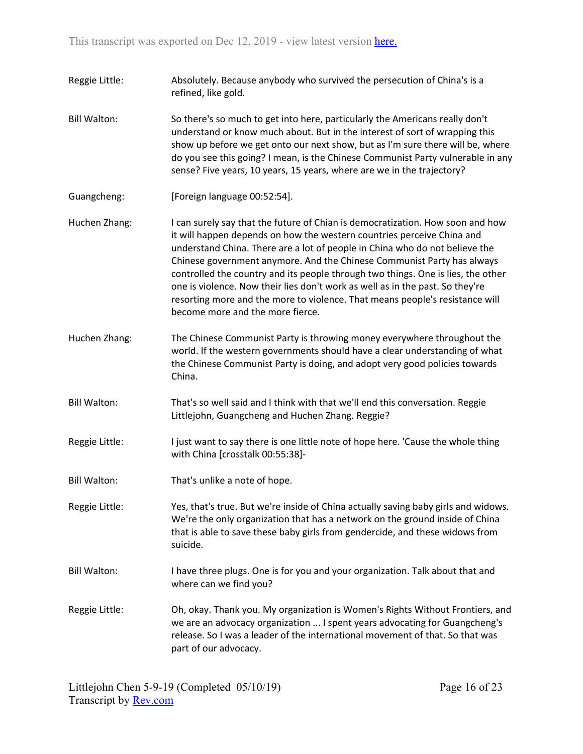Reggie Little: Absolutely. Because anybody who survived the persecution of China's is a refined, like gold.

Bill Walton: So there's so much to get into here, particularly the Americans really don't understand or know much about. But in the interest of sort of wrapping this show up before we get onto our next show, but as I'm sure there will be, where do you see this going? I mean, is the Chinese Communist Party vulnerable in any sense? Five years, 10 years, 15 years, where are we in the trajectory?

Guangcheng: [Foreign language 00:52:54].

Huchen Zhang: I can surely say that the future of Chian is democratization. How soon and how it will happen depends on how the western countries perceive China and understand China. There are a lot of people in China who do not believe the Chinese government anymore. And the Chinese Communist Party has always controlled the country and its people through two things. One is lies, the other one is violence. Now their lies don't work as well as in the past. So they're resorting more and the more to violence. That means people's resistance will become more and the more fierce.

Huchen Zhang: The Chinese Communist Party is throwing money everywhere throughout the world. If the western governments should have a clear understanding of what the Chinese Communist Party is doing, and adopt very good policies towards China.

Bill Walton: That's so well said and I think with that we'll end this conversation. Reggie Littlejohn, Guangcheng and Huchen Zhang. Reggie?

Reggie Little: I just want to say there is one little note of hope here. 'Cause the whole thing with China [crosstalk 00:55:38]-

Bill Walton: That's unlike a note of hope.

Reggie Little: Yes, that's true. But we're inside of China actually saving baby girls and widows. We're the only organization that has a network on the ground inside of China that is able to save these baby girls from gendercide, and these widows from suicide.

Bill Walton: I have three plugs. One is for you and your organization. Talk about that and where can we find you?

Reggie Little: Oh, okay. Thank you. My organization is Women's Rights Without Frontiers, and we are an advocacy organization ... I spent years advocating for Guangcheng's release. So I was a leader of the international movement of that. So that was part of our advocacy.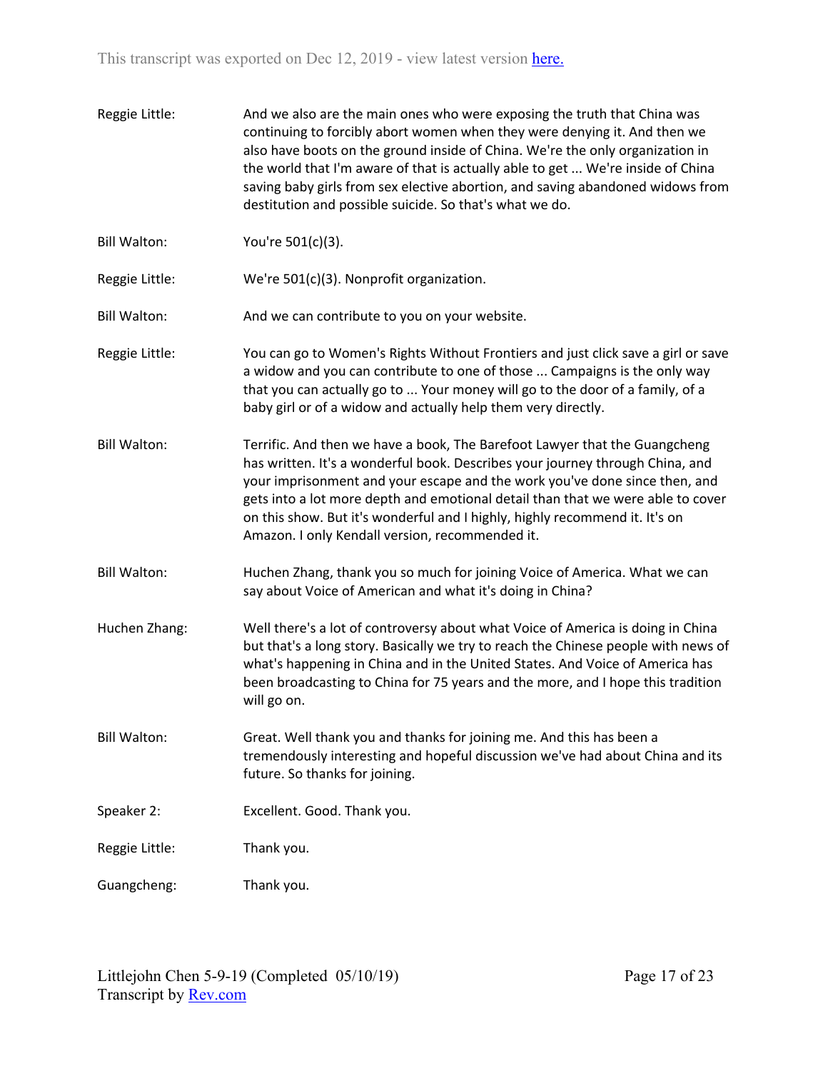Reggie Little: And we also are the main ones who were exposing the truth that China was continuing to forcibly abort women when they were denying it. And then we also have boots on the ground inside of China. We're the only organization in the world that I'm aware of that is actually able to get ... We're inside of China saving baby girls from sex elective abortion, and saving abandoned widows from destitution and possible suicide. So that's what we do.

Bill Walton: You're 501(c)(3).

Reggie Little: We're 501(c)(3). Nonprofit organization.

Bill Walton: And we can contribute to you on your website.

Reggie Little: You can go to Women's Rights Without Frontiers and just click save a girl or save a widow and you can contribute to one of those ... Campaigns is the only way that you can actually go to ... Your money will go to the door of a family, of a baby girl or of a widow and actually help them very directly.

Bill Walton: Terrific. And then we have a book, The Barefoot Lawyer that the Guangcheng has written. It's a wonderful book. Describes your journey through China, and your imprisonment and your escape and the work you've done since then, and gets into a lot more depth and emotional detail than that we were able to cover on this show. But it's wonderful and I highly, highly recommend it. It's on Amazon. I only Kendall version, recommended it.

Bill Walton: Huchen Zhang, thank you so much for joining Voice of America. What we can say about Voice of American and what it's doing in China?

Huchen Zhang: Well there's a lot of controversy about what Voice of America is doing in China but that's a long story. Basically we try to reach the Chinese people with news of what's happening in China and in the United States. And Voice of America has been broadcasting to China for 75 years and the more, and I hope this tradition will go on.

Bill Walton: Great. Well thank you and thanks for joining me. And this has been a tremendously interesting and hopeful discussion we've had about China and its future. So thanks for joining.

Speaker 2: Excellent. Good. Thank you.

Reggie Little: Thank you.

Guangcheng: Thank you.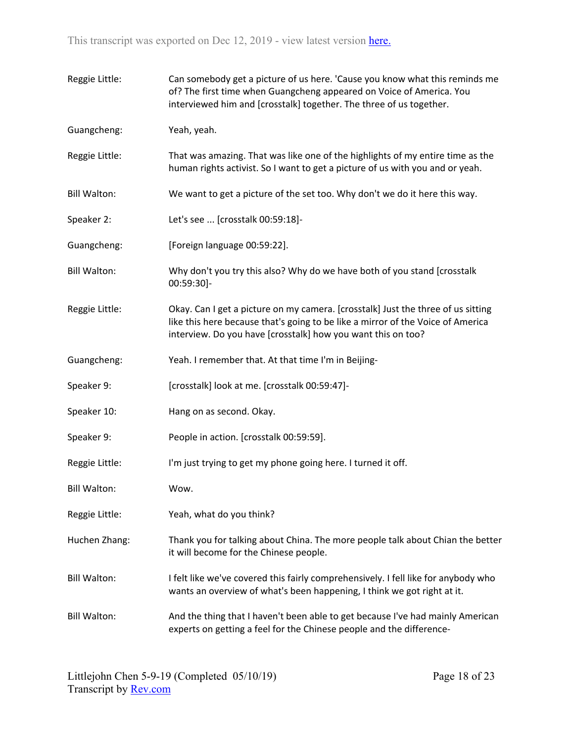Reggie Little: Can somebody get a picture of us here. 'Cause you know what this reminds me of? The first time when Guangcheng appeared on Voice of America. You interviewed him and [crosstalk] together. The three of us together.

Guangcheng: Yeah, yeah.

Reggie Little: That was amazing. That was like one of the highlights of my entire time as the human rights activist. So I want to get a picture of us with you and or yeah.

Bill Walton: We want to get a picture of the set too. Why don't we do it here this way.

Speaker 2: Let's see ... [crosstalk 00:59:18]-

Guangcheng: [Foreign language 00:59:22].

Bill Walton: Why don't you try this also? Why do we have both of you stand [crosstalk 00:59:30]-

Reggie Little: Okay. Can I get a picture on my camera. [crosstalk] Just the three of us sitting like this here because that's going to be like a mirror of the Voice of America interview. Do you have [crosstalk] how you want this on too?

Guangcheng: Yeah. I remember that. At that time I'm in Beijing-

Speaker 9: [crosstalk] look at me. [crosstalk 00:59:47]-

Speaker 10: Hang on as second. Okay.

Speaker 9: People in action. [crosstalk 00:59:59].

Reggie Little: I'm just trying to get my phone going here. I turned it off.

Bill Walton: Wow.

Reggie Little: Yeah, what do you think?

Huchen Zhang: Thank you for talking about China. The more people talk about Chian the better it will become for the Chinese people.

Bill Walton: I felt like we've covered this fairly comprehensively. I fell like for anybody who wants an overview of what's been happening, I think we got right at it.

Bill Walton: And the thing that I haven't been able to get because I've had mainly American experts on getting a feel for the Chinese people and the difference-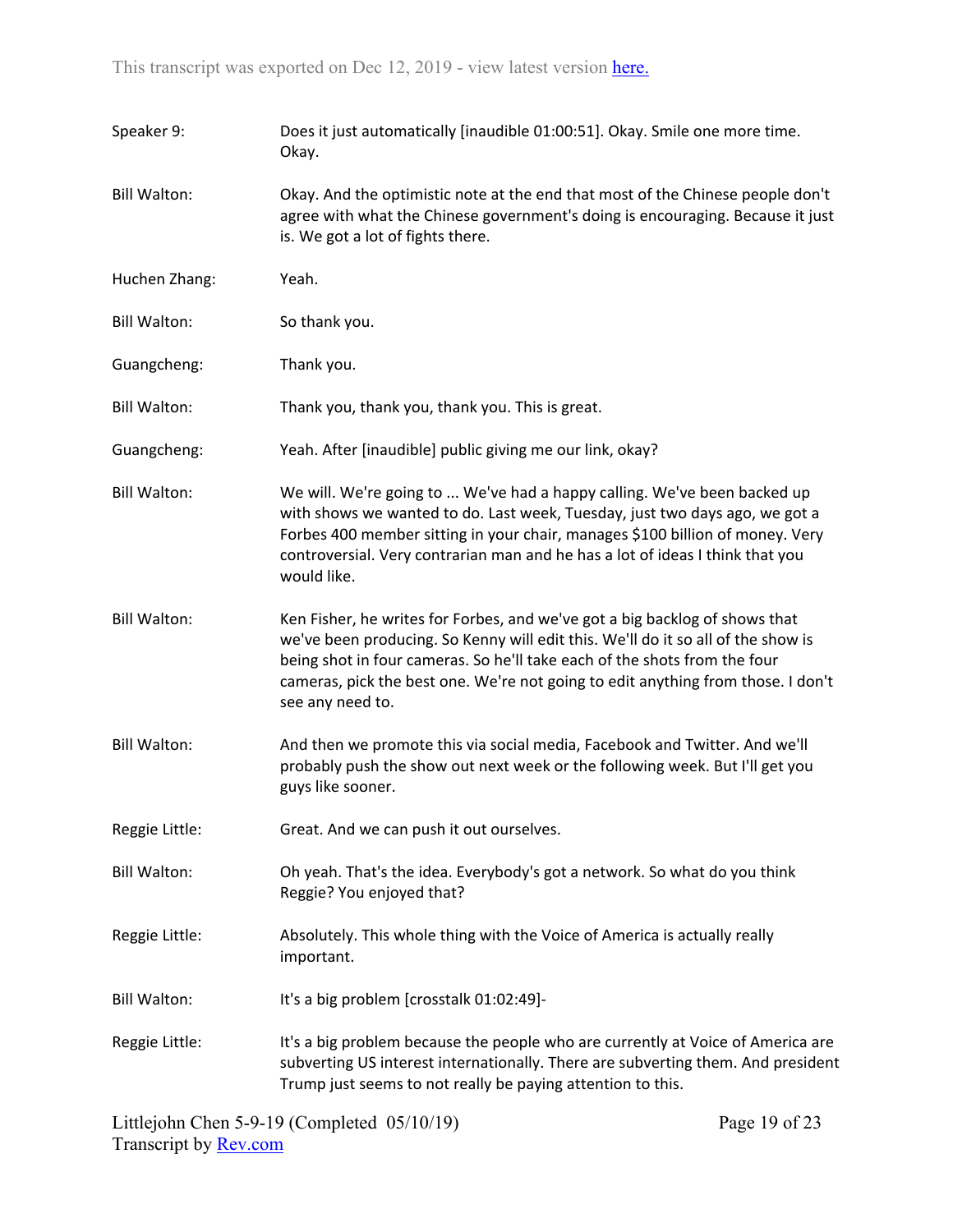Speaker 9: Does it just automatically [inaudible 01:00:51]. Okay. Smile one more time. Okay.

Bill Walton: Okay. And the optimistic note at the end that most of the Chinese people don't agree with what the Chinese government's doing is encouraging. Because it just is. We got a lot of fights there.

Huchen Zhang: Yeah.

Bill Walton: So thank you.

Guangcheng: Thank you.

Bill Walton: Thank you, thank you, thank you. This is great.

Guangcheng: Yeah. After [inaudible] public giving me our link, okay?

Bill Walton: We will. We're going to ... We've had a happy calling. We've been backed up with shows we wanted to do. Last week, Tuesday, just two days ago, we got a Forbes 400 member sitting in your chair, manages $100 billion of money. Very controversial. Very contrarian man and he has a lot of ideas I think that you would like.

Bill Walton: Ken Fisher, he writes for Forbes, and we've got a big backlog of shows that we've been producing. So Kenny will edit this. We'll do it so all of the show is being shot in four cameras. So he'll take each of the shots from the four cameras, pick the best one. We're not going to edit anything from those. I don't see any need to.

Bill Walton: And then we promote this via social media, Facebook and Twitter. And we'll probably push the show out next week or the following week. But I'll get you guys like sooner.

Reggie Little: Great. And we can push it out ourselves.

Bill Walton: Oh yeah. That's the idea. Everybody's got a network. So what do you think Reggie? You enjoyed that?

Reggie Little: Absolutely. This whole thing with the Voice of America is actually really important.

Bill Walton: It's a big problem [crosstalk 01:02:49]-

Reggie Little: It's a big problem because the people who are currently at Voice of America are subverting US interest internationally. There are subverting them. And president Trump just seems to not really be paying attention to this.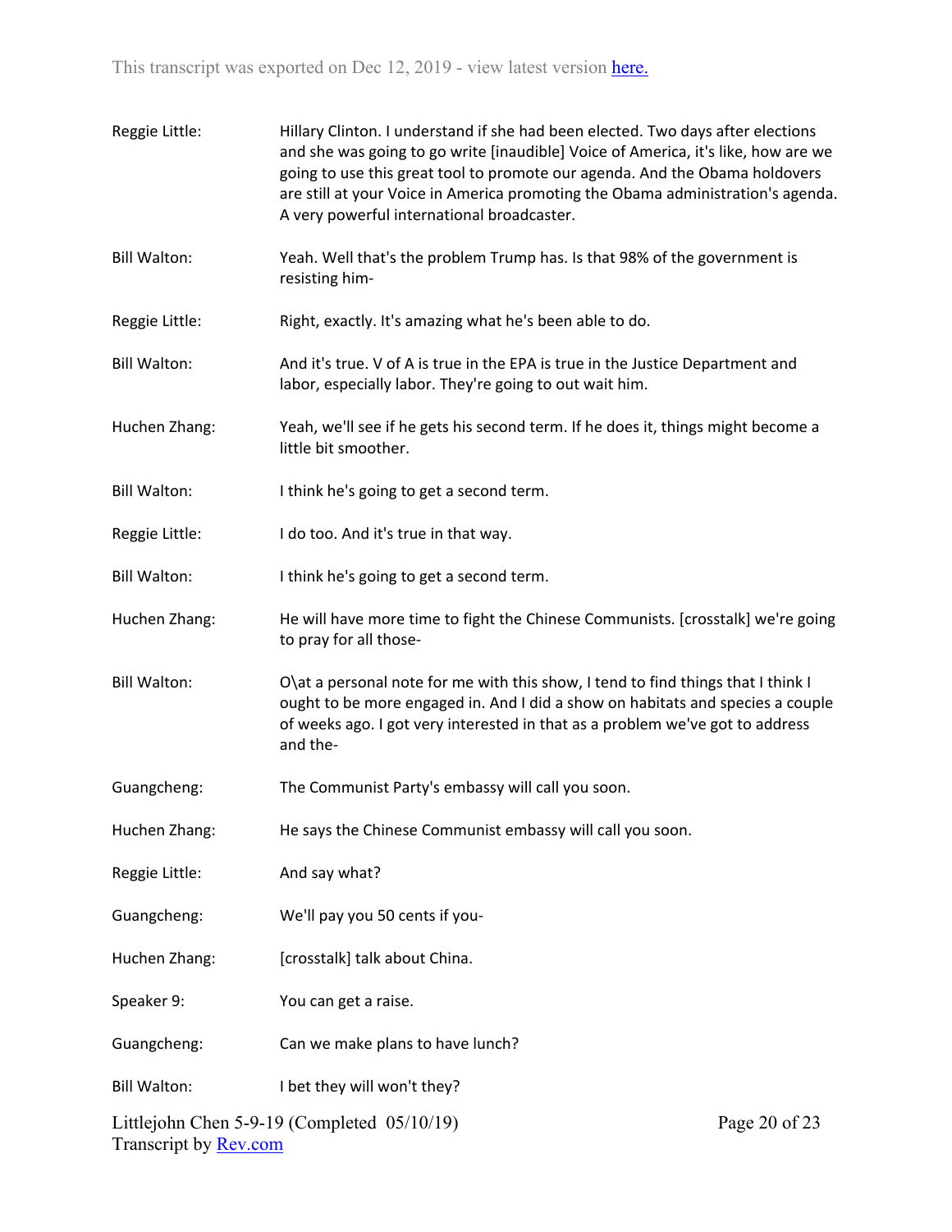Reggie Little: Hillary Clinton. I understand if she had been elected. Two days after elections and she was going to go write [inaudible] Voice of America, it's like, how are we going to use this great tool to promote our agenda. And the Obama holdovers are still at your Voice in America promoting the Obama administration's agenda. A very powerful international broadcaster.

Bill Walton: Yeah. Well that's the problem Trump has. Is that 98% of the government is resisting him-

Reggie Little: Right, exactly. It's amazing what he's been able to do.

Bill Walton: And it's true. V of A is true in the EPA is true in the Justice Department and labor, especially labor. They're going to out wait him.

Huchen Zhang: Yeah, we'll see if he gets his second term. If he does it, things might become a little bit smoother.

Bill Walton: I think he's going to get a second term.

Reggie Little: I do too. And it's true in that way.

Bill Walton: I think he's going to get a second term.

Huchen Zhang: He will have more time to fight the Chinese Communists. [crosstalk] we're going to pray for all those-

Bill Walton: O\at a personal note for me with this show, I tend to find things that I think I ought to be more engaged in. And I did a show on habitats and species a couple of weeks ago. I got very interested in that as a problem we've got to address and the-

Guangcheng: The Communist Party's embassy will call you soon.

Huchen Zhang: He says the Chinese Communist embassy will call you soon.

Reggie Little: And say what?

Guangcheng: We'll pay you 50 cents if you-

Huchen Zhang: [crosstalk] talk about China.

Speaker 9: You can get a raise.

Guangcheng: Can we make plans to have lunch?

Bill Walton: I bet they will won't they?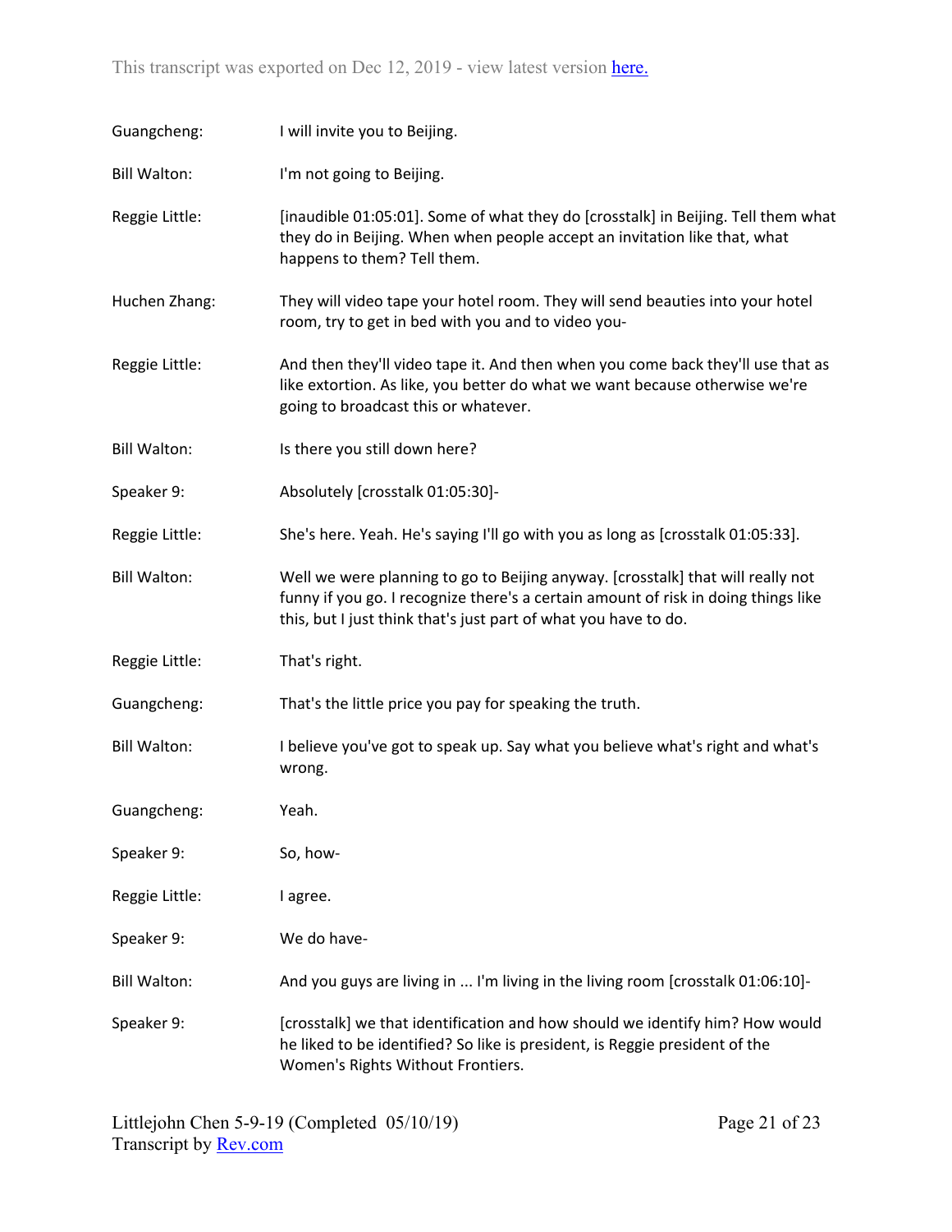Guangcheng: I will invite you to Beijing.

Bill Walton: I'm not going to Beijing.

Reggie Little: [inaudible 01:05:01]. Some of what they do [crosstalk] in Beijing. Tell them what they do in Beijing. When when people accept an invitation like that, what happens to them? Tell them.

Huchen Zhang: They will video tape your hotel room. They will send beauties into your hotel room, try to get in bed with you and to video you-

Reggie Little: And then they'll video tape it. And then when you come back they'll use that as like extortion. As like, you better do what we want because otherwise we're going to broadcast this or whatever.

Bill Walton: Is there you still down here?

Speaker 9: Absolutely [crosstalk 01:05:30]-

Reggie Little: She's here. Yeah. He's saying I'll go with you as long as [crosstalk 01:05:33].

Bill Walton: Well we were planning to go to Beijing anyway. [crosstalk] that will really not funny if you go. I recognize there's a certain amount of risk in doing things like this, but I just think that's just part of what you have to do.

Reggie Little: That's right.

Guangcheng: That's the little price you pay for speaking the truth.

Bill Walton: I believe you've got to speak up. Say what you believe what's right and what's wrong.

Guangcheng: Yeah.

Speaker 9: So, how-

Reggie Little: I agree.

Speaker 9: We do have-

Bill Walton: And you guys are living in ... I'm living in the living room [crosstalk 01:06:10]-

Speaker 9: [crosstalk] we that identification and how should we identify him? How would he liked to be identified? So like is president, is Reggie president of the Women's Rights Without Frontiers.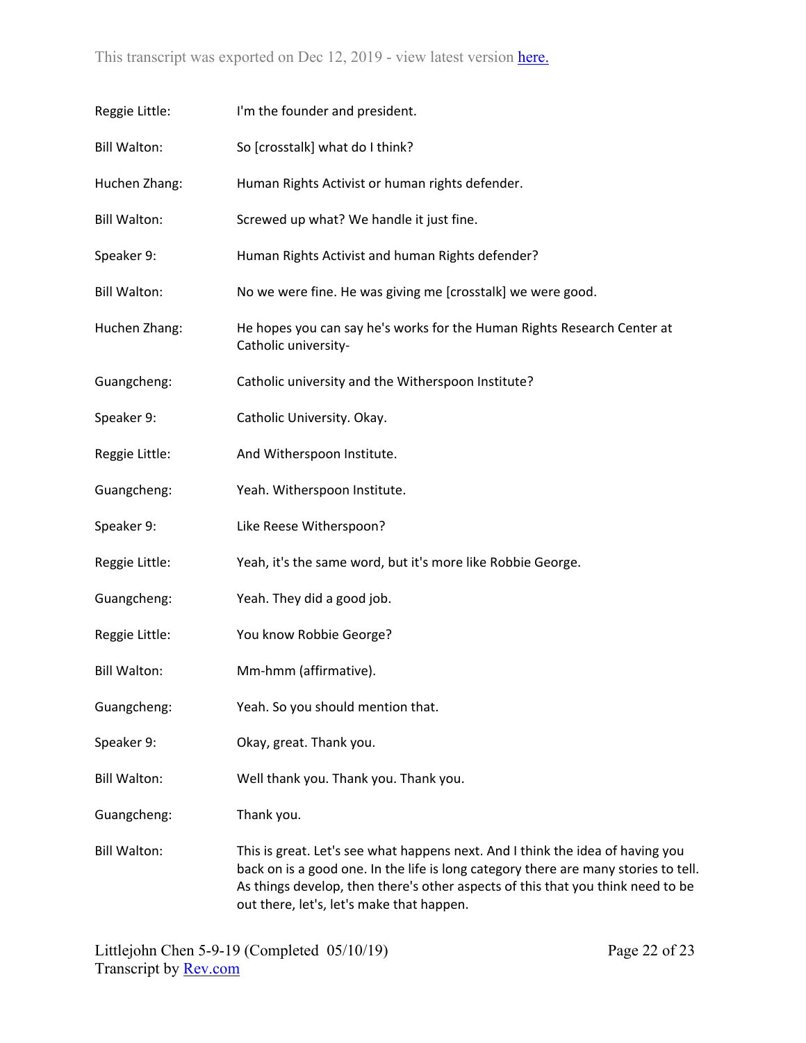Reggie Little: I'm the founder and president.

Bill Walton: So [crosstalk] what do I think?

Huchen Zhang: Human Rights Activist or human rights defender.

Bill Walton: Screwed up what? We handle it just fine.

Speaker 9: Human Rights Activist and human Rights defender?

Bill Walton: No we were fine. He was giving me [crosstalk] we were good.

Huchen Zhang: He hopes you can say he's works for the Human Rights Research Center at Catholic university-

Guangcheng: Catholic university and the Witherspoon Institute?

Speaker 9: Catholic University. Okay.

Reggie Little: And Witherspoon Institute.

Guangcheng: Yeah. Witherspoon Institute.

Speaker 9: Like Reese Witherspoon?

Reggie Little: Yeah, it's the same word, but it's more like Robbie George.

Guangcheng: Yeah. They did a good job.

Reggie Little: You know Robbie George?

Bill Walton: Mm-hmm (affirmative).

Guangcheng: Yeah. So you should mention that.

Speaker 9: Okay, great. Thank you.

Bill Walton: Well thank you. Thank you. Thank you.

Guangcheng: Thank you.

Bill Walton: This is great. Let's see what happens next. And I think the idea of having you back on is a good one. In the life is long category there are many stories to tell. As things develop, then there's other aspects of this that you think need to be out there, let's, let's make that happen.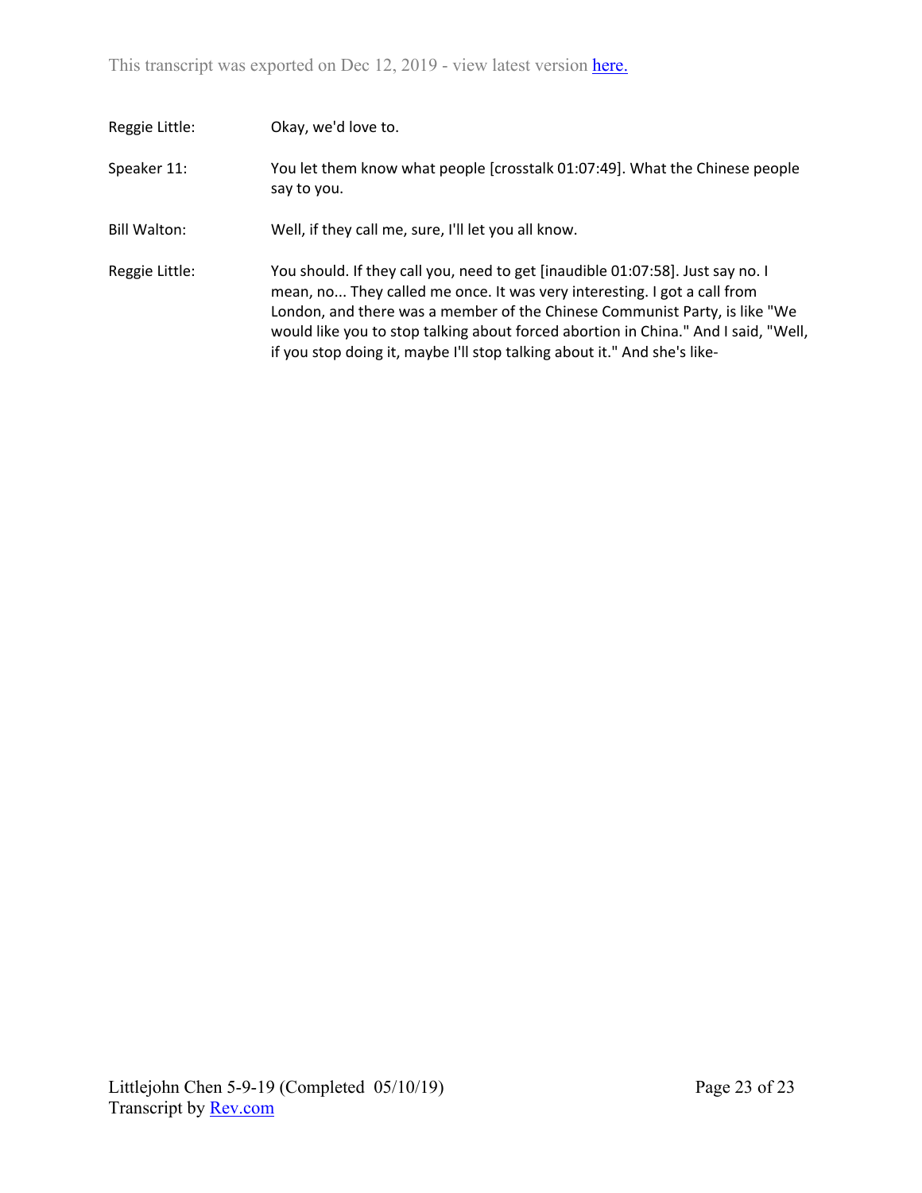Reggie Little: Okay, we'd love to.

Speaker 11: You let them know what people [crosstalk 01:07:49]. What the Chinese people say to you.

Bill Walton: Well, if they call me, sure, I'll let you all know.

Reggie Little: You should. If they call you, need to get [inaudible 01:07:58]. Just say no. I mean, no... They called me once. It was very interesting. I got a call from London, and there was a member of the Chinese Communist Party, is like "We would like you to stop talking about forced abortion in China." And I said, "Well, if you stop doing it, maybe I'll stop talking about it." And she's like-